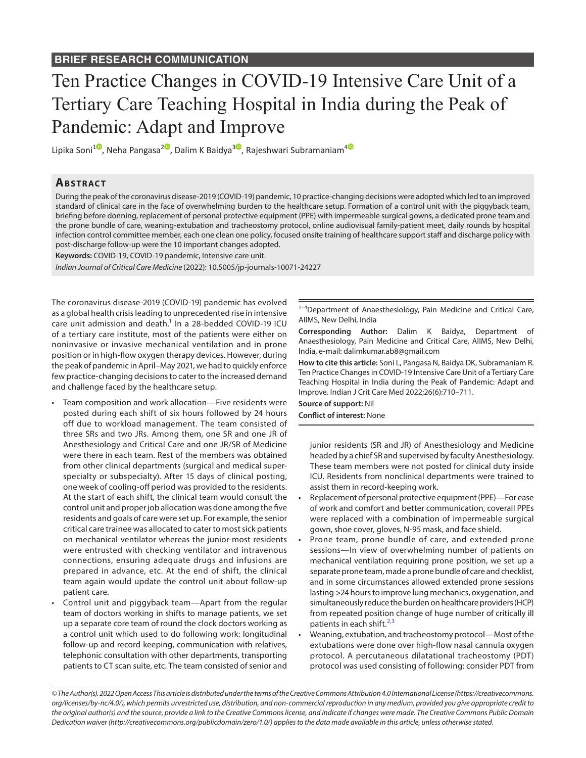**BRIEF RESEARCH COMMUNICATION**

# Ten Practice Changes in COVID-19 Intensive Care Unit of a Tertiary Care Teaching Hospital in India during the Peak of Pandemic: Adapt and Improve

Lipika Soni[1], Neha Pangasa[2], Dalim K Baidya[3], Rajeshwari Subramaniam[4]

## Abstract

During the peak of the coronavirus disease-2019 (COVID-19) pandemic, 10 practice-changing decisions were adopted which led to an improved standard of clinical care in the face of overwhelming burden to the healthcare setup. Formation of a control unit with the piggyback team, briefing before donning, replacement of personal protective equipment (PPE) with impermeable surgical gowns, a dedicated prone team and the prone bundle of care, weaning-extubation and tracheostomy protocol, online audiovisual family-patient meet, daily rounds by hospital infection control committee member, each one clean one policy, focused onsite training of healthcare support staff and discharge policy with post-discharge follow-up were the 10 important changes adopted.

**Keywords:** COVID-19, COVID-19 pandemic, Intensive care unit.

*Indian Journal of Critical Care Medicine* (2022): 10.5005/jp-journals-10071-24227

[1–4]Department of Anaesthesiology, Pain Medicine and Critical Care, AIIMS, New Delhi, India

**Corresponding Author:** Dalim K Baidya, Department of Anaesthesiology, Pain Medicine and Critical Care, AIIMS, New Delhi, India, e-mail: dalimkumar.ab8@gmail.com

**How to cite this article:** Soni L, Pangasa N, Baidya DK, Subramaniam R. Ten Practice Changes in COVID-19 Intensive Care Unit of a Tertiary Care Teaching Hospital in India during the Peak of Pandemic: Adapt and Improve. Indian J Crit Care Med 2022;26(6):710–711.

**Source of support:** Nil

**Conflict of interest:** None

The coronavirus disease-2019 (COVID-19) pandemic has evolved as a global health crisis leading to unprecedented rise in intensive care unit admission and death.[1] In a 28-bedded COVID-19 ICU of a tertiary care institute, most of the patients were either on noninvasive or invasive mechanical ventilation and in prone position or in high-flow oxygen therapy devices. However, during the peak of pandemic in April–May 2021, we had to quickly enforce few practice-changing decisions to cater to the increased demand and challenge faced by the healthcare setup.

- Team composition and work allocation—Five residents were posted during each shift of six hours followed by 24 hours off due to workload management. The team consisted of three SRs and two JRs. Among them, one SR and one JR of Anesthesiology and Critical Care and one JR/SR of Medicine were there in each team. Rest of the members was obtained from other clinical departments (surgical and medical super-specialty or subspecialty). After 15 days of clinical posting, one week of cooling-off period was provided to the residents. At the start of each shift, the clinical team would consult the control unit and proper job allocation was done among the five residents and goals of care were set up. For example, the senior critical care trainee was allocated to cater to most sick patients on mechanical ventilator whereas the junior-most residents were entrusted with checking ventilator and intravenous connections, ensuring adequate drugs and infusions are prepared in advance, etc. At the end of shift, the clinical team again would update the control unit about follow-up patient care.
- Control unit and piggyback team—Apart from the regular team of doctors working in shifts to manage patients, we set up a separate core team of round the clock doctors working as a control unit which used to do following work: longitudinal follow-up and record keeping, communication with relatives, telephonic consultation with other departments, transporting patients to CT scan suite, etc. The team consisted of senior and junior residents (SR and JR) of Anesthesiology and Medicine headed by a chief SR and supervised by faculty Anesthesiology. These team members were not posted for clinical duty inside ICU. Residents from nonclinical departments were trained to assist them in record-keeping work.
- Replacement of personal protective equipment (PPE)—For ease of work and comfort and better communication, coverall PPEs were replaced with a combination of impermeable surgical gown, shoe cover, gloves, N-95 mask, and face shield.
- Prone team, prone bundle of care, and extended prone sessions—In view of overwhelming number of patients on mechanical ventilation requiring prone position, we set up a separate prone team, made a prone bundle of care and checklist, and in some circumstances allowed extended prone sessions lasting >24 hours to improve lung mechanics, oxygenation, and simultaneously reduce the burden on healthcare providers (HCP) from repeated position change of huge number of critically ill patients in each shift.[2,3]
- Weaning, extubation, and tracheostomy protocol—Most of the extubations were done over high-flow nasal cannula oxygen protocol. A percutaneous dilatational tracheostomy (PDT) protocol was used consisting of following: consider PDT from

*© The Author(s). 2022 Open Access This article is distributed under the terms of the Creative Commons Attribution 4.0 International License (https://creativecommons.org/licenses/by-nc/4.0/), which permits unrestricted use, distribution, and non-commercial reproduction in any medium, provided you give appropriate credit to the original author(s) and the source, provide a link to the Creative Commons license, and indicate if changes were made. The Creative Commons Public Domain Dedication waiver (http://creativecommons.org/publicdomain/zero/1.0/) applies to the data made available in this article, unless otherwise stated.*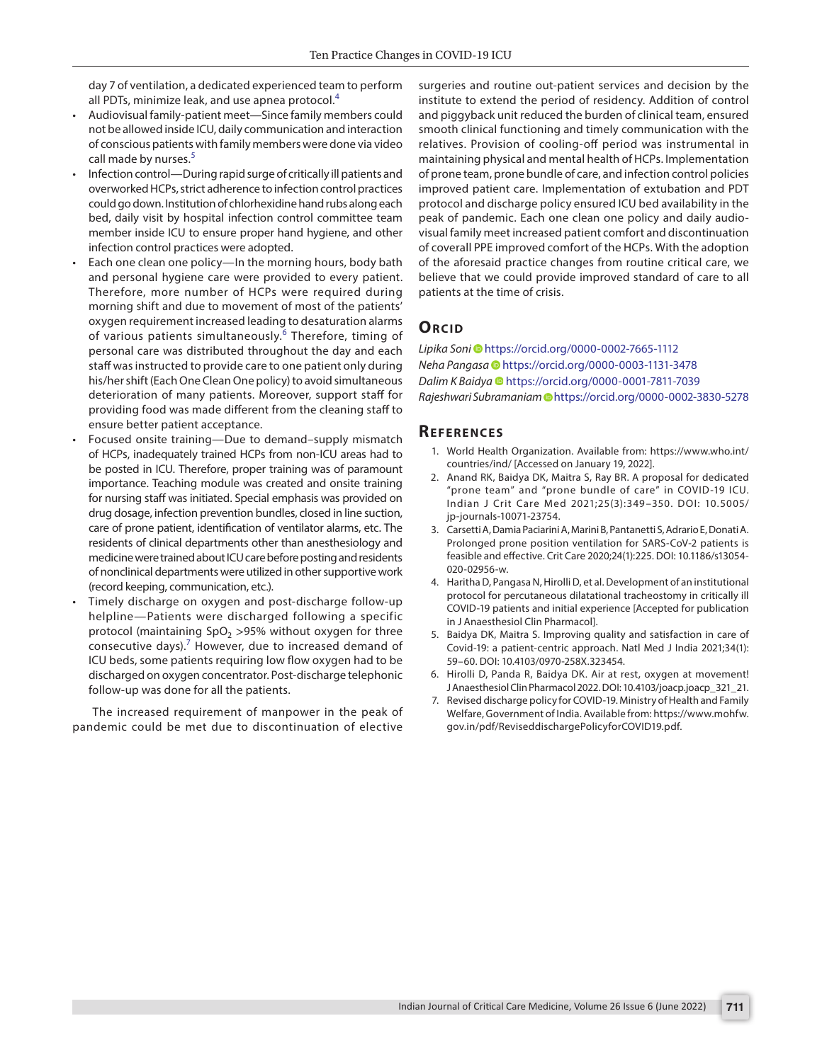day 7 of ventilation, a dedicated experienced team to perform all PDTs, minimize leak, and use apnea protocol.[4]

- Audiovisual family-patient meet—Since family members could not be allowed inside ICU, daily communication and interaction of conscious patients with family members were done via video call made by nurses.[5]
- Infection control—During rapid surge of critically ill patients and overworked HCPs, strict adherence to infection control practices could go down. Institution of chlorhexidine hand rubs along each bed, daily visit by hospital infection control committee team member inside ICU to ensure proper hand hygiene, and other infection control practices were adopted.
- Each one clean one policy—In the morning hours, body bath and personal hygiene care were provided to every patient. Therefore, more number of HCPs were required during morning shift and due to movement of most of the patients' oxygen requirement increased leading to desaturation alarms of various patients simultaneously.[6] Therefore, timing of personal care was distributed throughout the day and each staff was instructed to provide care to one patient only during his/her shift (Each One Clean One policy) to avoid simultaneous deterioration of many patients. Moreover, support staff for providing food was made different from the cleaning staff to ensure better patient acceptance.
- Focused onsite training—Due to demand–supply mismatch of HCPs, inadequately trained HCPs from non-ICU areas had to be posted in ICU. Therefore, proper training was of paramount importance. Teaching module was created and onsite training for nursing staff was initiated. Special emphasis was provided on drug dosage, infection prevention bundles, closed in line suction, care of prone patient, identification of ventilator alarms, etc. The residents of clinical departments other than anesthesiology and medicine were trained about ICU care before posting and residents of nonclinical departments were utilized in other supportive work (record keeping, communication, etc.).
- Timely discharge on oxygen and post-discharge follow-up helpline—Patients were discharged following a specific protocol (maintaining $SpO_2$ >95% without oxygen for three consecutive days).[7] However, due to increased demand of ICU beds, some patients requiring low flow oxygen had to be discharged on oxygen concentrator. Post-discharge telephonic follow-up was done for all the patients.

The increased requirement of manpower in the peak of pandemic could be met due to discontinuation of elective surgeries and routine out-patient services and decision by the institute to extend the period of residency. Addition of control and piggyback unit reduced the burden of clinical team, ensured smooth clinical functioning and timely communication with the relatives. Provision of cooling-off period was instrumental in maintaining physical and mental health of HCPs. Implementation of prone team, prone bundle of care, and infection control policies improved patient care. Implementation of extubation and PDT protocol and discharge policy ensured ICU bed availability in the peak of pandemic. Each one clean one policy and daily audio-visual family meet increased patient comfort and discontinuation of coverall PPE improved comfort of the HCPs. With the adoption of the aforesaid practice changes from routine critical care, we believe that we could provide improved standard of care to all patients at the time of crisis.

## Orcid

*Lipika Soni* https://orcid.org/0000-0002-7665-1112
*Neha Pangasa* https://orcid.org/0000-0003-1131-3478
*Dalim K Baidya* https://orcid.org/0000-0001-7811-7039
*Rajeshwari Subramaniam* https://orcid.org/0000-0002-3830-5278

## References

1. World Health Organization. Available from: https://www.who.int/countries/ind/ [Accessed on January 19, 2022].
2. Anand RK, Baidya DK, Maitra S, Ray BR. A proposal for dedicated "prone team" and "prone bundle of care" in COVID-19 ICU. Indian J Crit Care Med 2021;25(3):349–350. DOI: 10.5005/jp-journals-10071-23754.
3. Carsetti A, Damia Paciarini A, Marini B, Pantanetti S, Adrario E, Donati A. Prolonged prone position ventilation for SARS-CoV-2 patients is feasible and effective. Crit Care 2020;24(1):225. DOI: 10.1186/s13054-020-02956-w.
4. Haritha D, Pangasa N, Hirolli D, et al. Development of an institutional protocol for percutaneous dilatational tracheostomy in critically ill COVID-19 patients and initial experience [Accepted for publication in J Anaesthesiol Clin Pharmacol].
5. Baidya DK, Maitra S. Improving quality and satisfaction in care of Covid-19: a patient-centric approach. Natl Med J India 2021;34(1): 59–60. DOI: 10.4103/0970-258X.323454.
6. Hirolli D, Panda R, Baidya DK. Air at rest, oxygen at movement! J Anaesthesiol Clin Pharmacol 2022. DOI: 10.4103/joacp.joacp_321_21.
7. Revised discharge policy for COVID-19. Ministry of Health and Family Welfare, Government of India. Available from: https://www.mohfw.gov.in/pdf/ReviseddischargePolicyforCOVID19.pdf.